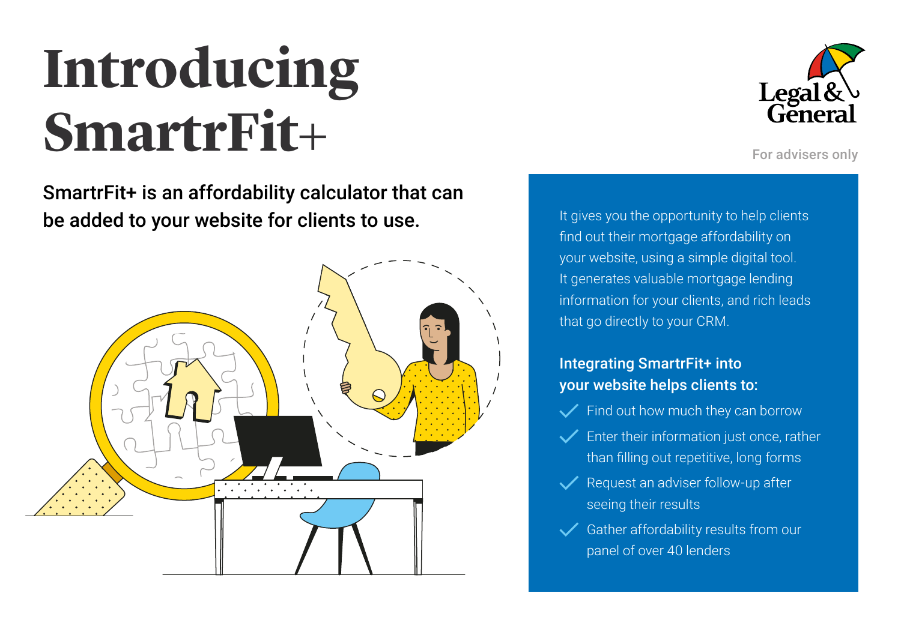# Introducing SmartrFit+

Legal & General

For advisers only

**SmartrFit+ is an affordability calculator that can be added to your website for clients to use.**

It gives you the opportunity to help clients find out their mortgage affordability on your website, using a simple digital tool. It generates valuable mortgage lending information for your clients, and rich leads that go directly to your CRM.

## Integrating SmartrFit+ into your website helps clients to:

- Find out how much they can borrow
- Enter their information just once, rather than filling out repetitive, long forms
- Request an adviser follow-up after seeing their results
- Gather affordability results from our panel of over 40 lenders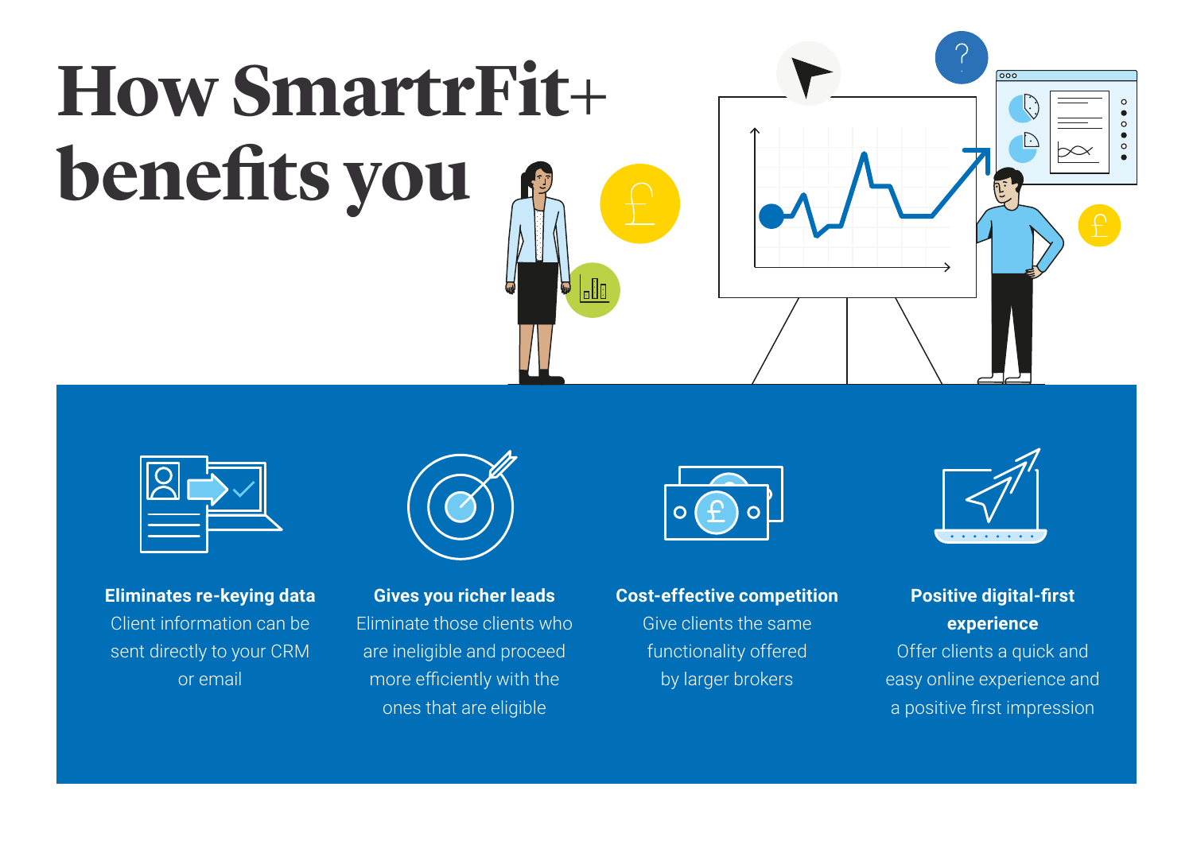# How SmartrFit+ benefits you

**Eliminates re-keying data**
Client information can be sent directly to your CRM or email

**Gives you richer leads**
Eliminate those clients who are ineligible and proceed more efficiently with the ones that are eligible

**Cost-effective competition**
Give clients the same functionality offered by larger brokers

**Positive digital-first experience**
Offer clients a quick and easy online experience and a positive first impression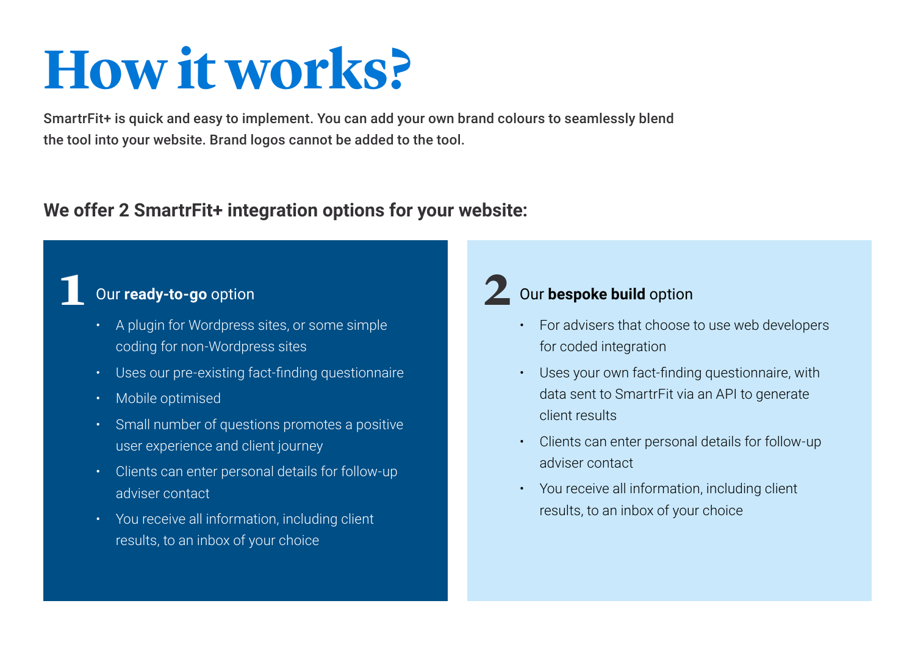# How it works?

**SmartrFit+ is quick and easy to implement. You can add your own brand colours to seamlessly blend the tool into your website. Brand logos cannot be added to the tool.**

## We offer 2 SmartrFit+ integration options for your website:

### 1 Our **ready-to-go** option

- A plugin for Wordpress sites, or some simple coding for non-Wordpress sites
- Uses our pre-existing fact-finding questionnaire
- Mobile optimised
- Small number of questions promotes a positive user experience and client journey
- Clients can enter personal details for follow-up adviser contact
- You receive all information, including client results, to an inbox of your choice

### 2 Our **bespoke build** option

- For advisers that choose to use web developers for coded integration
- Uses your own fact-finding questionnaire, with data sent to SmartrFit via an API to generate client results
- Clients can enter personal details for follow-up adviser contact
- You receive all information, including client results, to an inbox of your choice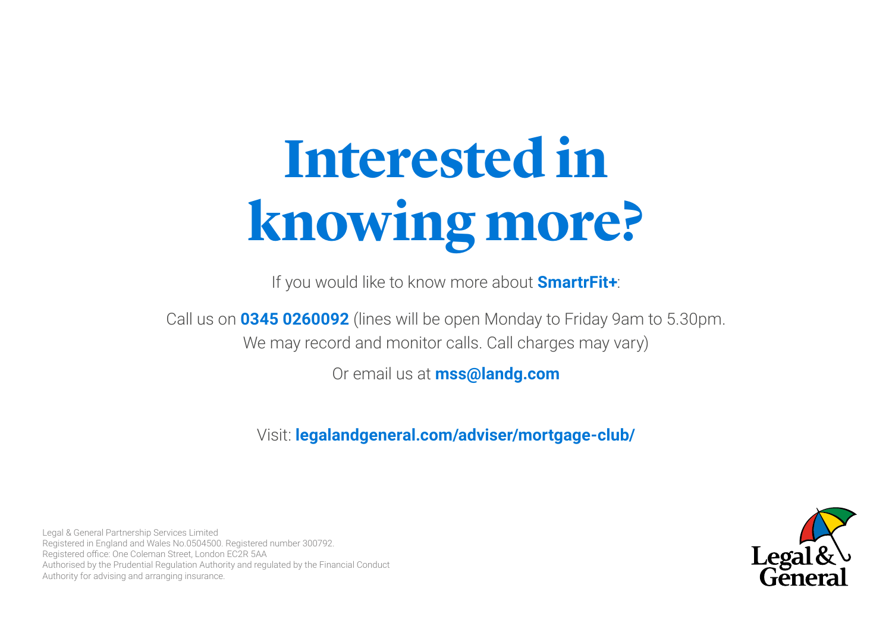# Interested in knowing more?

If you would like to know more about **SmartrFit+**:

Call us on **0345 0260092** (lines will be open Monday to Friday 9am to 5.30pm. We may record and monitor calls. Call charges may vary)

Or email us at **mss@landg.com**

Visit: **legalandgeneral.com/adviser/mortgage-club/**

Legal & General Partnership Services Limited
Registered in England and Wales No.0504500. Registered number 300792.
Registered office: One Coleman Street, London EC2R 5AA
Authorised by the Prudential Regulation Authority and regulated by the Financial Conduct Authority for advising and arranging insurance.

Legal & General